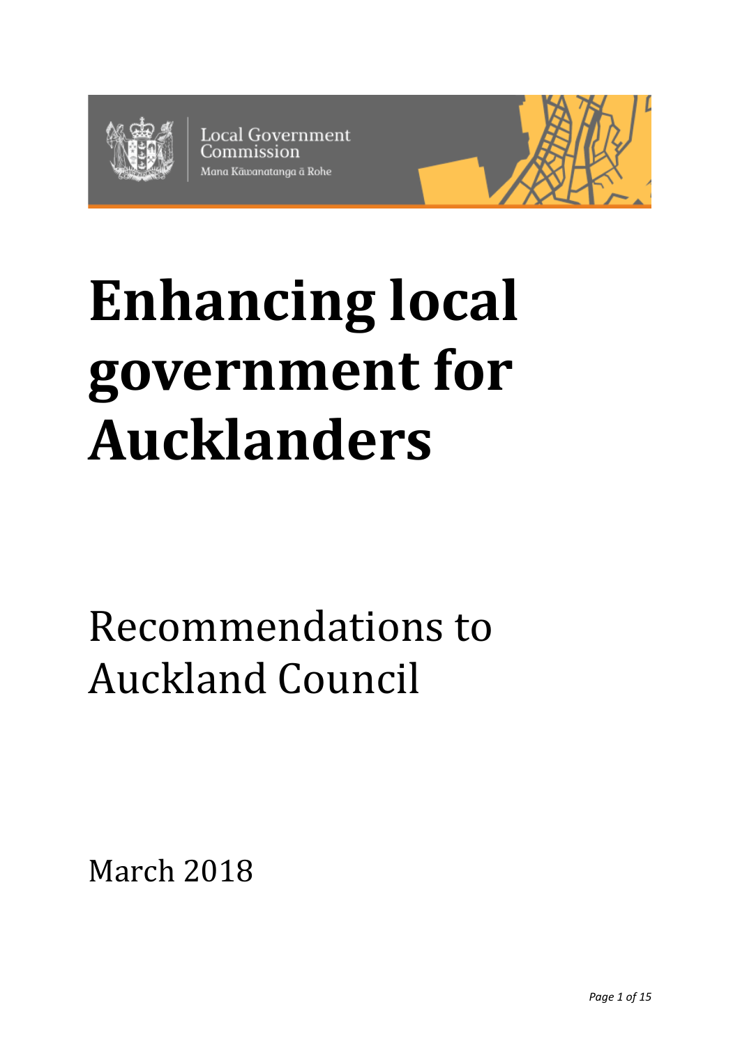Local Government Commission

Mana Kāwanatanga ā Rohe

# Enhancing local government for Aucklanders

## Recommendations to Auckland Council

March 2018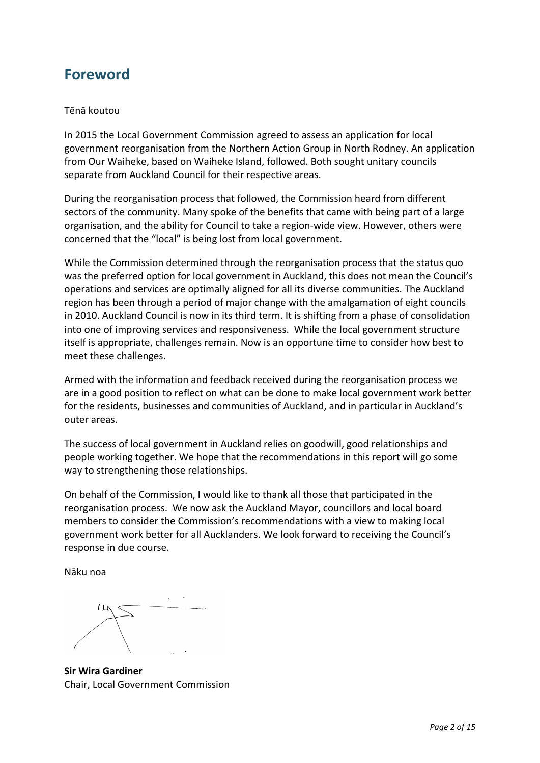# Foreword

Tēnā koutou

In 2015 the Local Government Commission agreed to assess an application for local government reorganisation from the Northern Action Group in North Rodney. An application from Our Waiheke, based on Waiheke Island, followed. Both sought unitary councils separate from Auckland Council for their respective areas.

During the reorganisation process that followed, the Commission heard from different sectors of the community. Many spoke of the benefits that came with being part of a large organisation, and the ability for Council to take a region-wide view. However, others were concerned that the "local" is being lost from local government.

While the Commission determined through the reorganisation process that the status quo was the preferred option for local government in Auckland, this does not mean the Council's operations and services are optimally aligned for all its diverse communities. The Auckland region has been through a period of major change with the amalgamation of eight councils in 2010. Auckland Council is now in its third term. It is shifting from a phase of consolidation into one of improving services and responsiveness. While the local government structure itself is appropriate, challenges remain. Now is an opportune time to consider how best to meet these challenges.

Armed with the information and feedback received during the reorganisation process we are in a good position to reflect on what can be done to make local government work better for the residents, businesses and communities of Auckland, and in particular in Auckland's outer areas.

The success of local government in Auckland relies on goodwill, good relationships and people working together. We hope that the recommendations in this report will go some way to strengthening those relationships.

On behalf of the Commission, I would like to thank all those that participated in the reorganisation process. We now ask the Auckland Mayor, councillors and local board members to consider the Commission's recommendations with a view to making local government work better for all Aucklanders. We look forward to receiving the Council's response in due course.

Nāku noa

**Sir Wira Gardiner**
Chair, Local Government Commission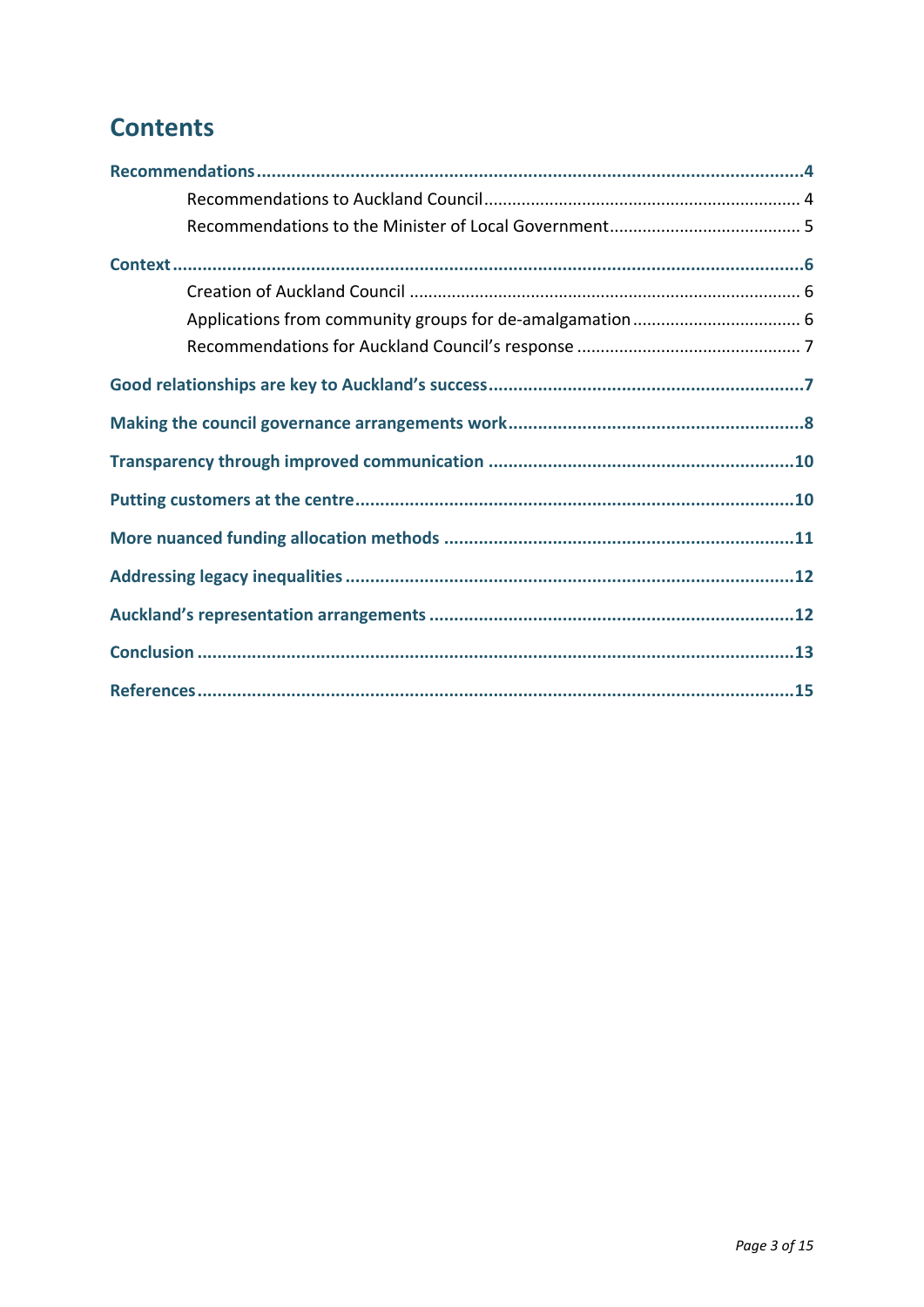# Contents

**Recommendations** ... **4**

- Recommendations to Auckland Council ... 4
- Recommendations to the Minister of Local Government ... 5

**Context** ... **6**

- Creation of Auckland Council ... 6
- Applications from community groups for de-amalgamation ... 6
- Recommendations for Auckland Council's response ... 7

**Good relationships are key to Auckland's success** ... **7**

**Making the council governance arrangements work** ... **8**

**Transparency through improved communication** ... **10**

**Putting customers at the centre** ... **10**

**More nuanced funding allocation methods** ... **11**

**Addressing legacy inequalities** ... **12**

**Auckland's representation arrangements** ... **12**

**Conclusion** ... **13**

**References** ... **15**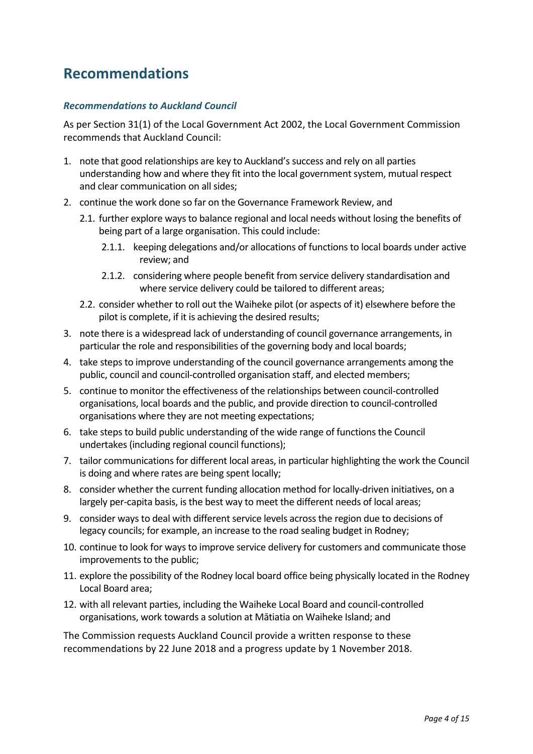## Recommendations

### *Recommendations to Auckland Council*

As per Section 31(1) of the Local Government Act 2002, the Local Government Commission recommends that Auckland Council:

1. note that good relationships are key to Auckland's success and rely on all parties understanding how and where they fit into the local government system, mutual respect and clear communication on all sides;
2. continue the work done so far on the Governance Framework Review, and
   - 2.1. further explore ways to balance regional and local needs without losing the benefits of being part of a large organisation. This could include:
     - 2.1.1. keeping delegations and/or allocations of functions to local boards under active review; and
     - 2.1.2. considering where people benefit from service delivery standardisation and where service delivery could be tailored to different areas;
   - 2.2. consider whether to roll out the Waiheke pilot (or aspects of it) elsewhere before the pilot is complete, if it is achieving the desired results;
3. note there is a widespread lack of understanding of council governance arrangements, in particular the role and responsibilities of the governing body and local boards;
4. take steps to improve understanding of the council governance arrangements among the public, council and council-controlled organisation staff, and elected members;
5. continue to monitor the effectiveness of the relationships between council-controlled organisations, local boards and the public, and provide direction to council-controlled organisations where they are not meeting expectations;
6. take steps to build public understanding of the wide range of functions the Council undertakes (including regional council functions);
7. tailor communications for different local areas, in particular highlighting the work the Council is doing and where rates are being spent locally;
8. consider whether the current funding allocation method for locally-driven initiatives, on a largely per-capita basis, is the best way to meet the different needs of local areas;
9. consider ways to deal with different service levels across the region due to decisions of legacy councils; for example, an increase to the road sealing budget in Rodney;
10. continue to look for ways to improve service delivery for customers and communicate those improvements to the public;
11. explore the possibility of the Rodney local board office being physically located in the Rodney Local Board area;
12. with all relevant parties, including the Waiheke Local Board and council-controlled organisations, work towards a solution at Mātiatia on Waiheke Island; and

The Commission requests Auckland Council provide a written response to these recommendations by 22 June 2018 and a progress update by 1 November 2018.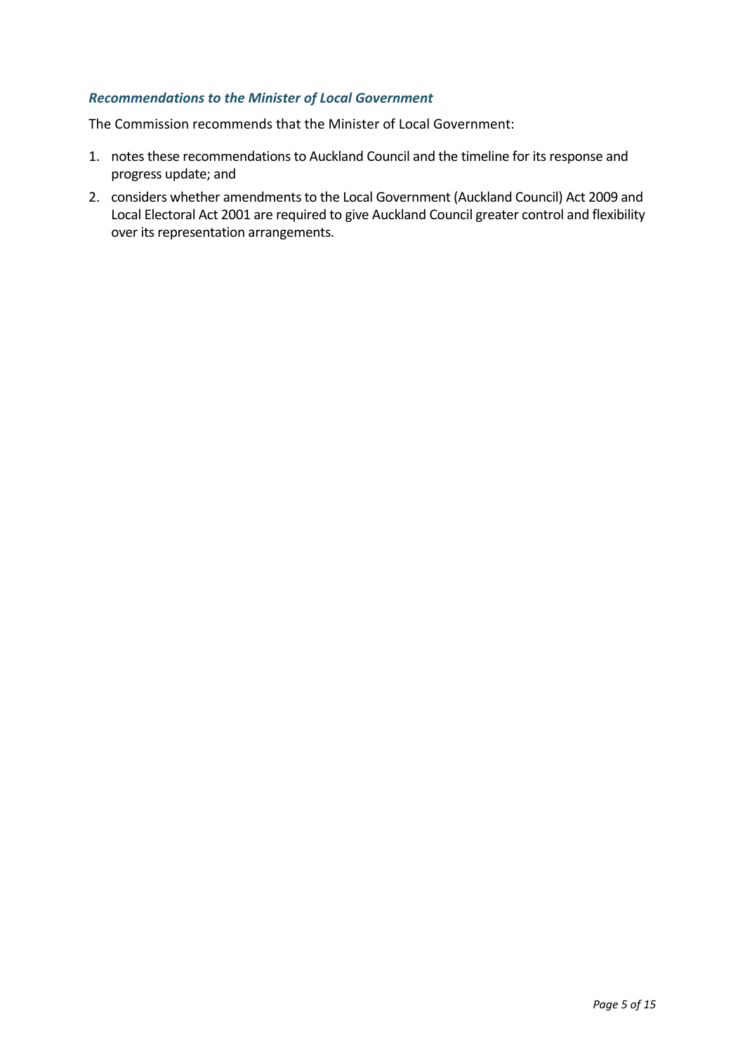### *Recommendations to the Minister of Local Government*

The Commission recommends that the Minister of Local Government:

1. notes these recommendations to Auckland Council and the timeline for its response and progress update; and
2. considers whether amendments to the Local Government (Auckland Council) Act 2009 and Local Electoral Act 2001 are required to give Auckland Council greater control and flexibility over its representation arrangements.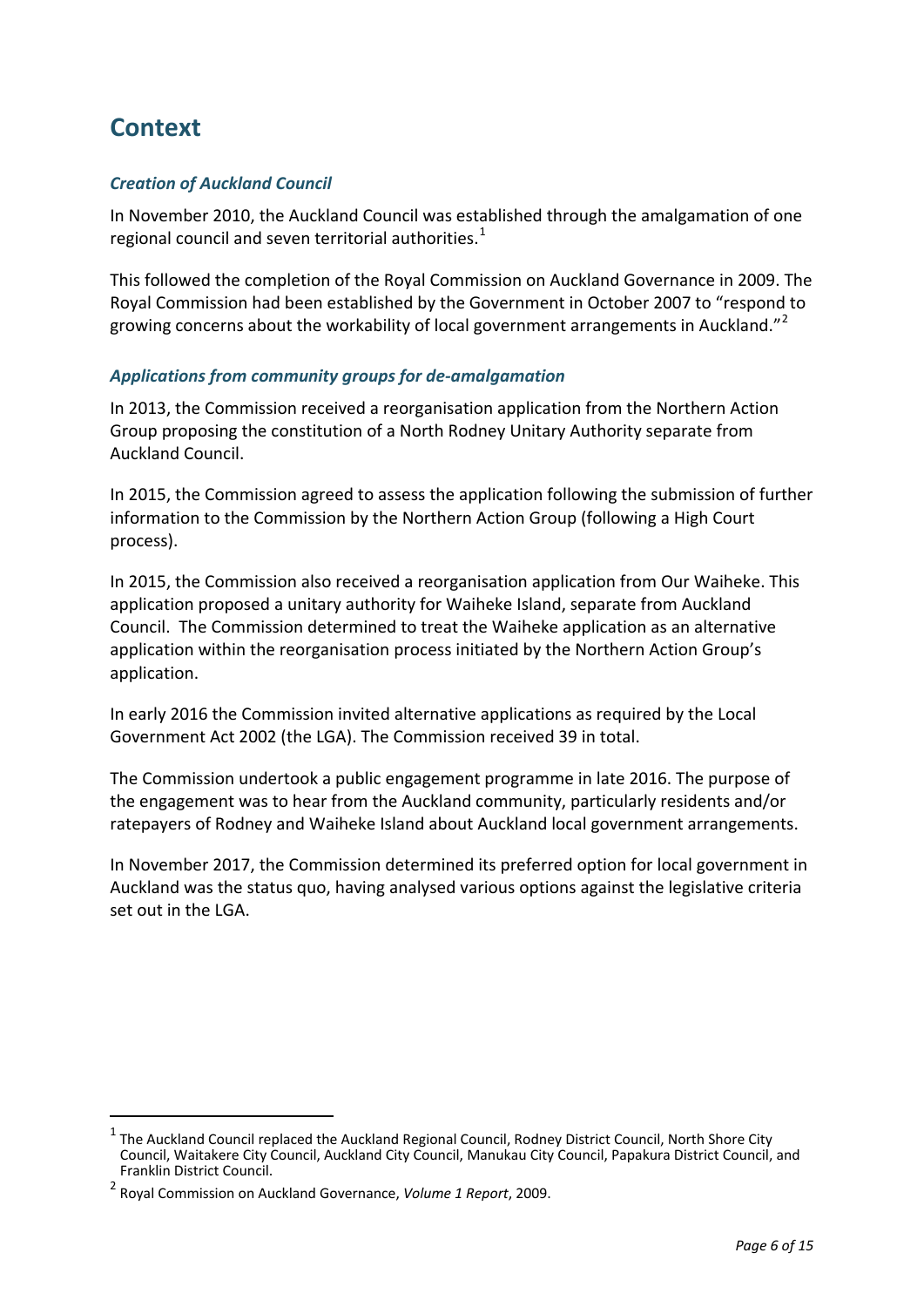## Context

### *Creation of Auckland Council*

In November 2010, the Auckland Council was established through the amalgamation of one regional council and seven territorial authorities.[1]

This followed the completion of the Royal Commission on Auckland Governance in 2009. The Royal Commission had been established by the Government in October 2007 to "respond to growing concerns about the workability of local government arrangements in Auckland."[2]

### *Applications from community groups for de-amalgamation*

In 2013, the Commission received a reorganisation application from the Northern Action Group proposing the constitution of a North Rodney Unitary Authority separate from Auckland Council.

In 2015, the Commission agreed to assess the application following the submission of further information to the Commission by the Northern Action Group (following a High Court process).

In 2015, the Commission also received a reorganisation application from Our Waiheke. This application proposed a unitary authority for Waiheke Island, separate from Auckland Council. The Commission determined to treat the Waiheke application as an alternative application within the reorganisation process initiated by the Northern Action Group's application.

In early 2016 the Commission invited alternative applications as required by the Local Government Act 2002 (the LGA). The Commission received 39 in total.

The Commission undertook a public engagement programme in late 2016. The purpose of the engagement was to hear from the Auckland community, particularly residents and/or ratepayers of Rodney and Waiheke Island about Auckland local government arrangements.

In November 2017, the Commission determined its preferred option for local government in Auckland was the status quo, having analysed various options against the legislative criteria set out in the LGA.

---

[1] The Auckland Council replaced the Auckland Regional Council, Rodney District Council, North Shore City Council, Waitakere City Council, Auckland City Council, Manukau City Council, Papakura District Council, and Franklin District Council.

[2] Royal Commission on Auckland Governance, *Volume 1 Report*, 2009.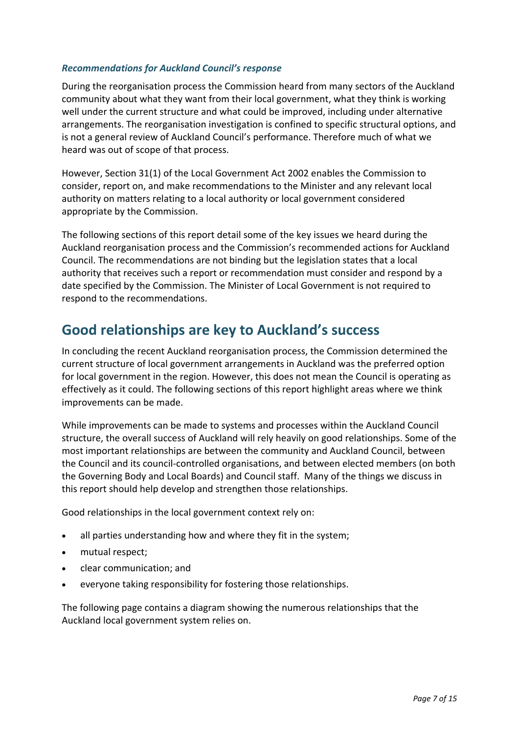### *Recommendations for Auckland Council's response*

During the reorganisation process the Commission heard from many sectors of the Auckland community about what they want from their local government, what they think is working well under the current structure and what could be improved, including under alternative arrangements. The reorganisation investigation is confined to specific structural options, and is not a general review of Auckland Council's performance. Therefore much of what we heard was out of scope of that process.

However, Section 31(1) of the Local Government Act 2002 enables the Commission to consider, report on, and make recommendations to the Minister and any relevant local authority on matters relating to a local authority or local government considered appropriate by the Commission.

The following sections of this report detail some of the key issues we heard during the Auckland reorganisation process and the Commission's recommended actions for Auckland Council. The recommendations are not binding but the legislation states that a local authority that receives such a report or recommendation must consider and respond by a date specified by the Commission. The Minister of Local Government is not required to respond to the recommendations.

## Good relationships are key to Auckland's success

In concluding the recent Auckland reorganisation process, the Commission determined the current structure of local government arrangements in Auckland was the preferred option for local government in the region. However, this does not mean the Council is operating as effectively as it could. The following sections of this report highlight areas where we think improvements can be made.

While improvements can be made to systems and processes within the Auckland Council structure, the overall success of Auckland will rely heavily on good relationships. Some of the most important relationships are between the community and Auckland Council, between the Council and its council-controlled organisations, and between elected members (on both the Governing Body and Local Boards) and Council staff. Many of the things we discuss in this report should help develop and strengthen those relationships.

Good relationships in the local government context rely on:

- all parties understanding how and where they fit in the system;
- mutual respect;
- clear communication; and
- everyone taking responsibility for fostering those relationships.

The following page contains a diagram showing the numerous relationships that the Auckland local government system relies on.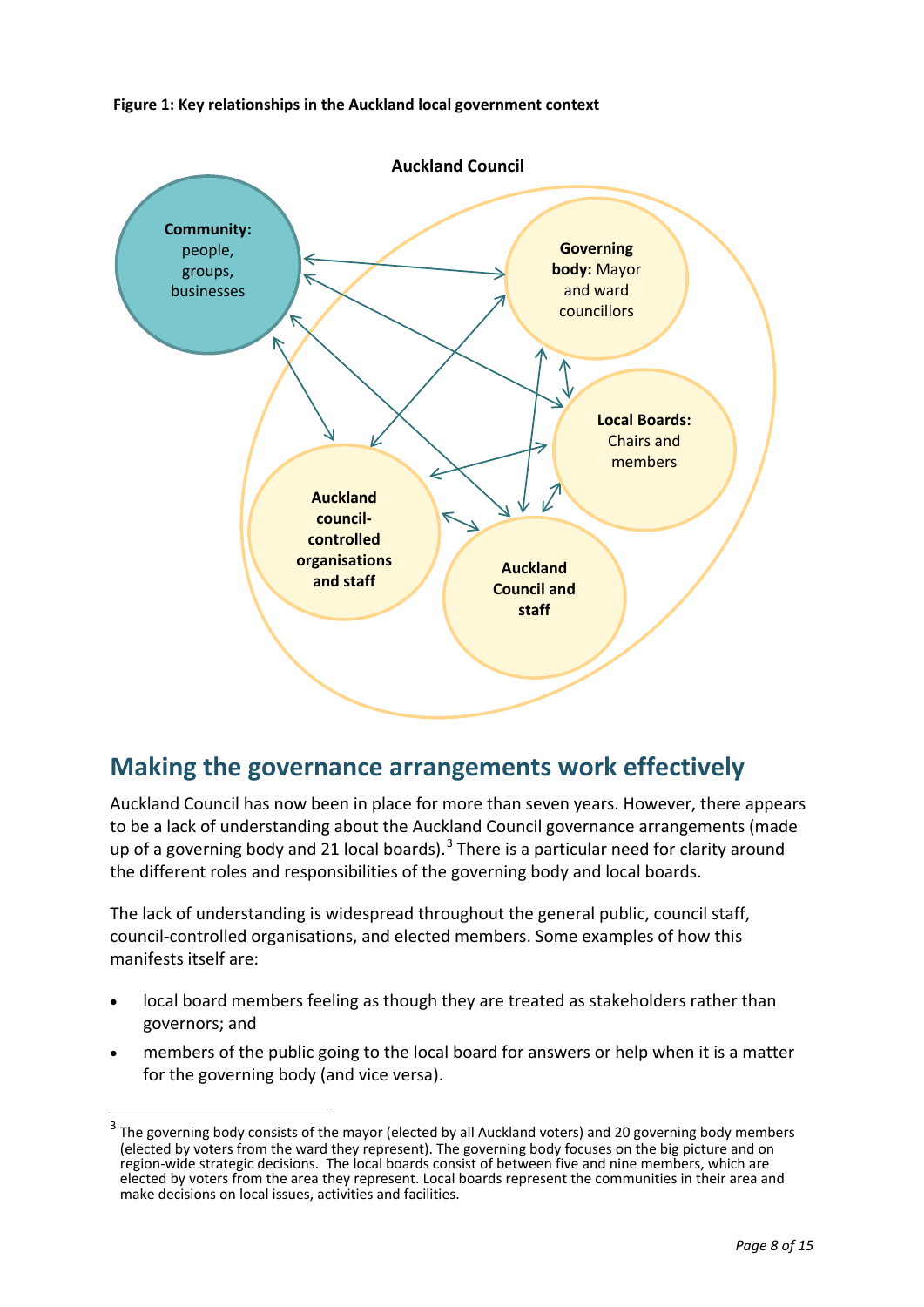**Figure 1: Key relationships in the Auckland local government context**

Auckland Council

**Community:** people, groups, businesses

**Governing body:** Mayor and ward councillors

**Local Boards:** Chairs and members

**Auckland council-controlled organisations and staff**

**Auckland Council and staff**

## Making the governance arrangements work effectively

Auckland Council has now been in place for more than seven years. However, there appears to be a lack of understanding about the Auckland Council governance arrangements (made up of a governing body and 21 local boards).[3] There is a particular need for clarity around the different roles and responsibilities of the governing body and local boards.

The lack of understanding is widespread throughout the general public, council staff, council-controlled organisations, and elected members. Some examples of how this manifests itself are:

- local board members feeling as though they are treated as stakeholders rather than governors; and
- members of the public going to the local board for answers or help when it is a matter for the governing body (and vice versa).

[3] The governing body consists of the mayor (elected by all Auckland voters) and 20 governing body members (elected by voters from the ward they represent). The governing body focuses on the big picture and on region-wide strategic decisions. The local boards consist of between five and nine members, which are elected by voters from the area they represent. Local boards represent the communities in their area and make decisions on local issues, activities and facilities.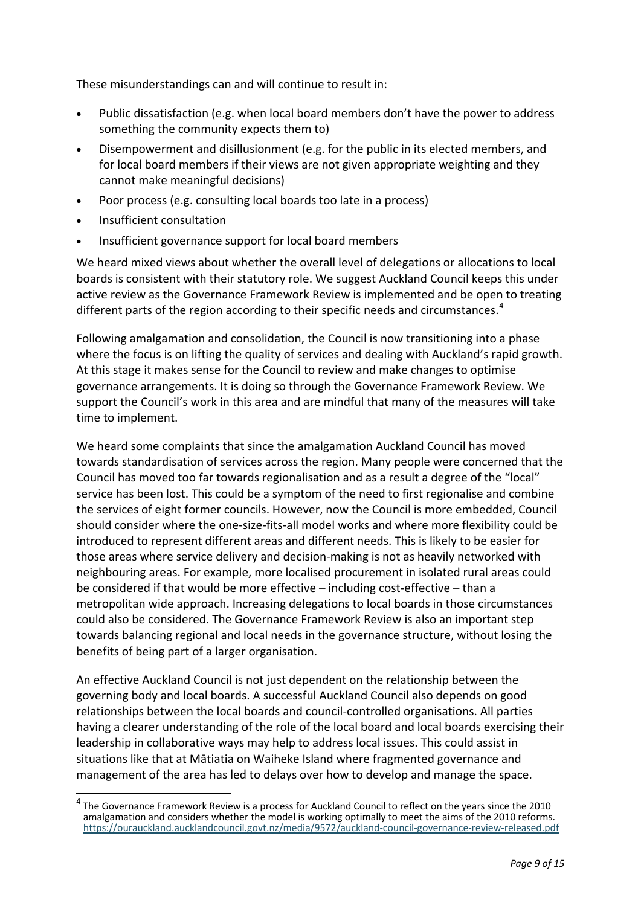These misunderstandings can and will continue to result in:

- Public dissatisfaction (e.g. when local board members don't have the power to address something the community expects them to)
- Disempowerment and disillusionment (e.g. for the public in its elected members, and for local board members if their views are not given appropriate weighting and they cannot make meaningful decisions)
- Poor process (e.g. consulting local boards too late in a process)
- Insufficient consultation
- Insufficient governance support for local board members

We heard mixed views about whether the overall level of delegations or allocations to local boards is consistent with their statutory role. We suggest Auckland Council keeps this under active review as the Governance Framework Review is implemented and be open to treating different parts of the region according to their specific needs and circumstances.[4]

Following amalgamation and consolidation, the Council is now transitioning into a phase where the focus is on lifting the quality of services and dealing with Auckland's rapid growth. At this stage it makes sense for the Council to review and make changes to optimise governance arrangements. It is doing so through the Governance Framework Review. We support the Council's work in this area and are mindful that many of the measures will take time to implement.

We heard some complaints that since the amalgamation Auckland Council has moved towards standardisation of services across the region. Many people were concerned that the Council has moved too far towards regionalisation and as a result a degree of the "local" service has been lost. This could be a symptom of the need to first regionalise and combine the services of eight former councils. However, now the Council is more embedded, Council should consider where the one-size-fits-all model works and where more flexibility could be introduced to represent different areas and different needs. This is likely to be easier for those areas where service delivery and decision-making is not as heavily networked with neighbouring areas. For example, more localised procurement in isolated rural areas could be considered if that would be more effective – including cost-effective – than a metropolitan wide approach. Increasing delegations to local boards in those circumstances could also be considered. The Governance Framework Review is also an important step towards balancing regional and local needs in the governance structure, without losing the benefits of being part of a larger organisation.

An effective Auckland Council is not just dependent on the relationship between the governing body and local boards. A successful Auckland Council also depends on good relationships between the local boards and council-controlled organisations. All parties having a clearer understanding of the role of the local board and local boards exercising their leadership in collaborative ways may help to address local issues. This could assist in situations like that at Mātiatia on Waiheke Island where fragmented governance and management of the area has led to delays over how to develop and manage the space.

---

[4] The Governance Framework Review is a process for Auckland Council to reflect on the years since the 2010 amalgamation and considers whether the model is working optimally to meet the aims of the 2010 reforms. https://ourauckland.aucklandcouncil.govt.nz/media/9572/auckland-council-governance-review-released.pdf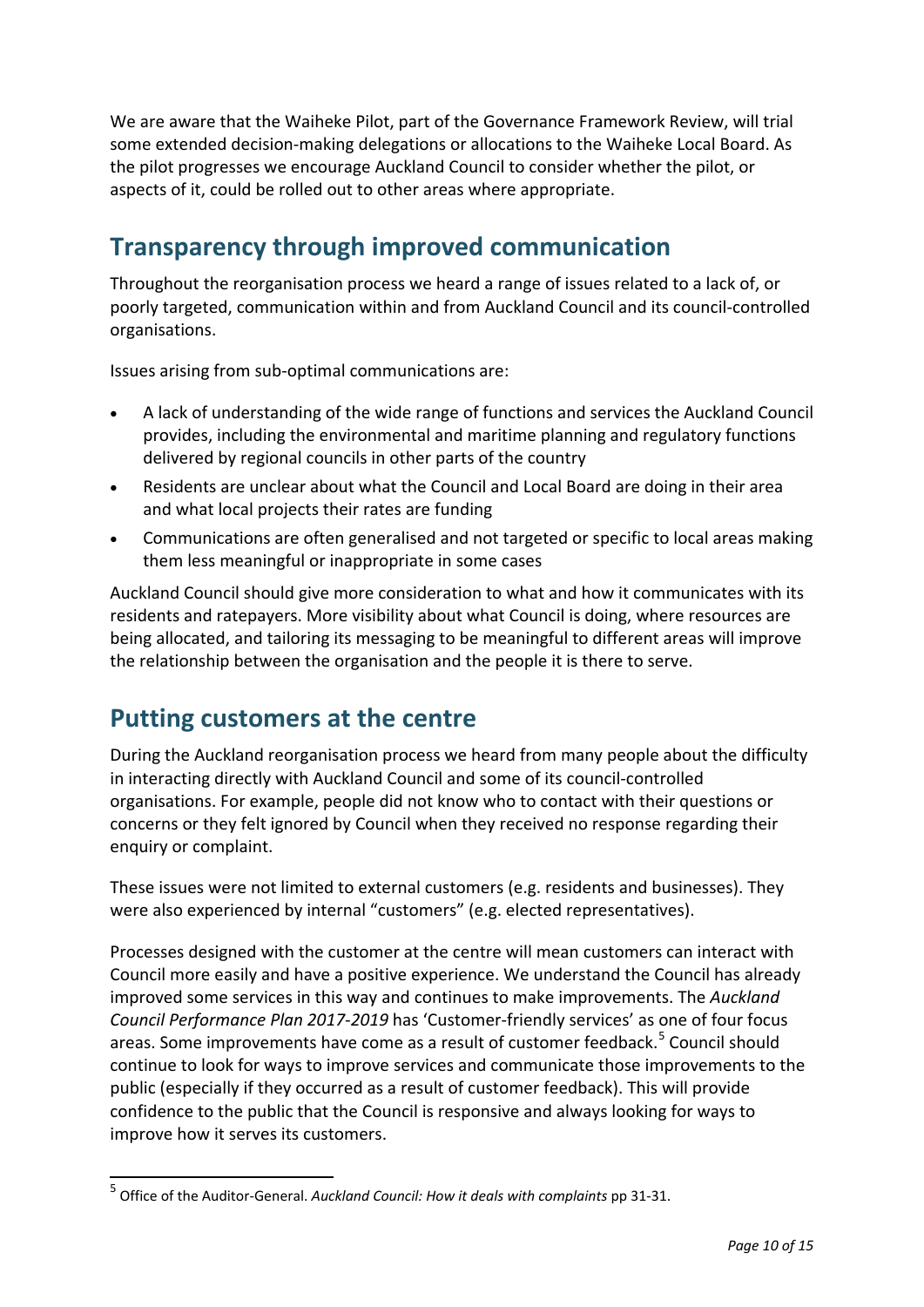We are aware that the Waiheke Pilot, part of the Governance Framework Review, will trial some extended decision-making delegations or allocations to the Waiheke Local Board. As the pilot progresses we encourage Auckland Council to consider whether the pilot, or aspects of it, could be rolled out to other areas where appropriate.

## Transparency through improved communication

Throughout the reorganisation process we heard a range of issues related to a lack of, or poorly targeted, communication within and from Auckland Council and its council-controlled organisations.

Issues arising from sub-optimal communications are:

- A lack of understanding of the wide range of functions and services the Auckland Council provides, including the environmental and maritime planning and regulatory functions delivered by regional councils in other parts of the country
- Residents are unclear about what the Council and Local Board are doing in their area and what local projects their rates are funding
- Communications are often generalised and not targeted or specific to local areas making them less meaningful or inappropriate in some cases

Auckland Council should give more consideration to what and how it communicates with its residents and ratepayers. More visibility about what Council is doing, where resources are being allocated, and tailoring its messaging to be meaningful to different areas will improve the relationship between the organisation and the people it is there to serve.

## Putting customers at the centre

During the Auckland reorganisation process we heard from many people about the difficulty in interacting directly with Auckland Council and some of its council-controlled organisations. For example, people did not know who to contact with their questions or concerns or they felt ignored by Council when they received no response regarding their enquiry or complaint.

These issues were not limited to external customers (e.g. residents and businesses). They were also experienced by internal "customers" (e.g. elected representatives).

Processes designed with the customer at the centre will mean customers can interact with Council more easily and have a positive experience. We understand the Council has already improved some services in this way and continues to make improvements. The *Auckland Council Performance Plan 2017-2019* has 'Customer-friendly services' as one of four focus areas. Some improvements have come as a result of customer feedback.[5] Council should continue to look for ways to improve services and communicate those improvements to the public (especially if they occurred as a result of customer feedback). This will provide confidence to the public that the Council is responsive and always looking for ways to improve how it serves its customers.

[5] Office of the Auditor-General. *Auckland Council: How it deals with complaints* pp 31-31.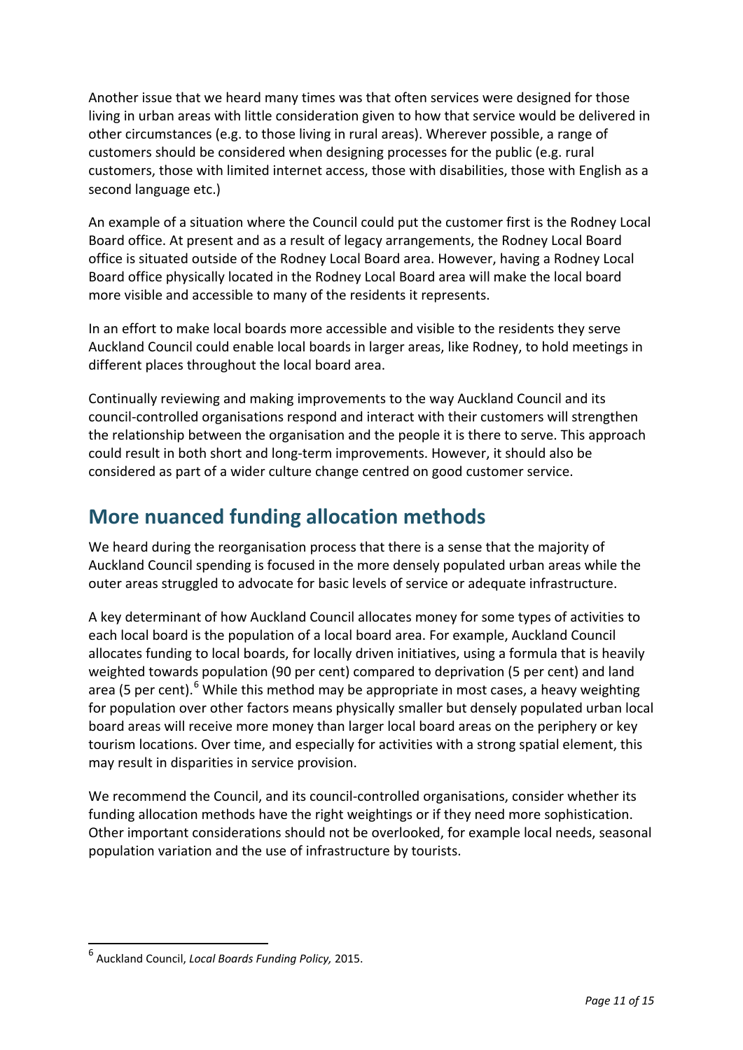Another issue that we heard many times was that often services were designed for those living in urban areas with little consideration given to how that service would be delivered in other circumstances (e.g. to those living in rural areas). Wherever possible, a range of customers should be considered when designing processes for the public (e.g. rural customers, those with limited internet access, those with disabilities, those with English as a second language etc.)

An example of a situation where the Council could put the customer first is the Rodney Local Board office. At present and as a result of legacy arrangements, the Rodney Local Board office is situated outside of the Rodney Local Board area. However, having a Rodney Local Board office physically located in the Rodney Local Board area will make the local board more visible and accessible to many of the residents it represents.

In an effort to make local boards more accessible and visible to the residents they serve Auckland Council could enable local boards in larger areas, like Rodney, to hold meetings in different places throughout the local board area.

Continually reviewing and making improvements to the way Auckland Council and its council-controlled organisations respond and interact with their customers will strengthen the relationship between the organisation and the people it is there to serve. This approach could result in both short and long-term improvements. However, it should also be considered as part of a wider culture change centred on good customer service.

## More nuanced funding allocation methods

We heard during the reorganisation process that there is a sense that the majority of Auckland Council spending is focused in the more densely populated urban areas while the outer areas struggled to advocate for basic levels of service or adequate infrastructure.

A key determinant of how Auckland Council allocates money for some types of activities to each local board is the population of a local board area. For example, Auckland Council allocates funding to local boards, for locally driven initiatives, using a formula that is heavily weighted towards population (90 per cent) compared to deprivation (5 per cent) and land area (5 per cent).[6] While this method may be appropriate in most cases, a heavy weighting for population over other factors means physically smaller but densely populated urban local board areas will receive more money than larger local board areas on the periphery or key tourism locations. Over time, and especially for activities with a strong spatial element, this may result in disparities in service provision.

We recommend the Council, and its council-controlled organisations, consider whether its funding allocation methods have the right weightings or if they need more sophistication. Other important considerations should not be overlooked, for example local needs, seasonal population variation and the use of infrastructure by tourists.

[6] Auckland Council, *Local Boards Funding Policy,* 2015.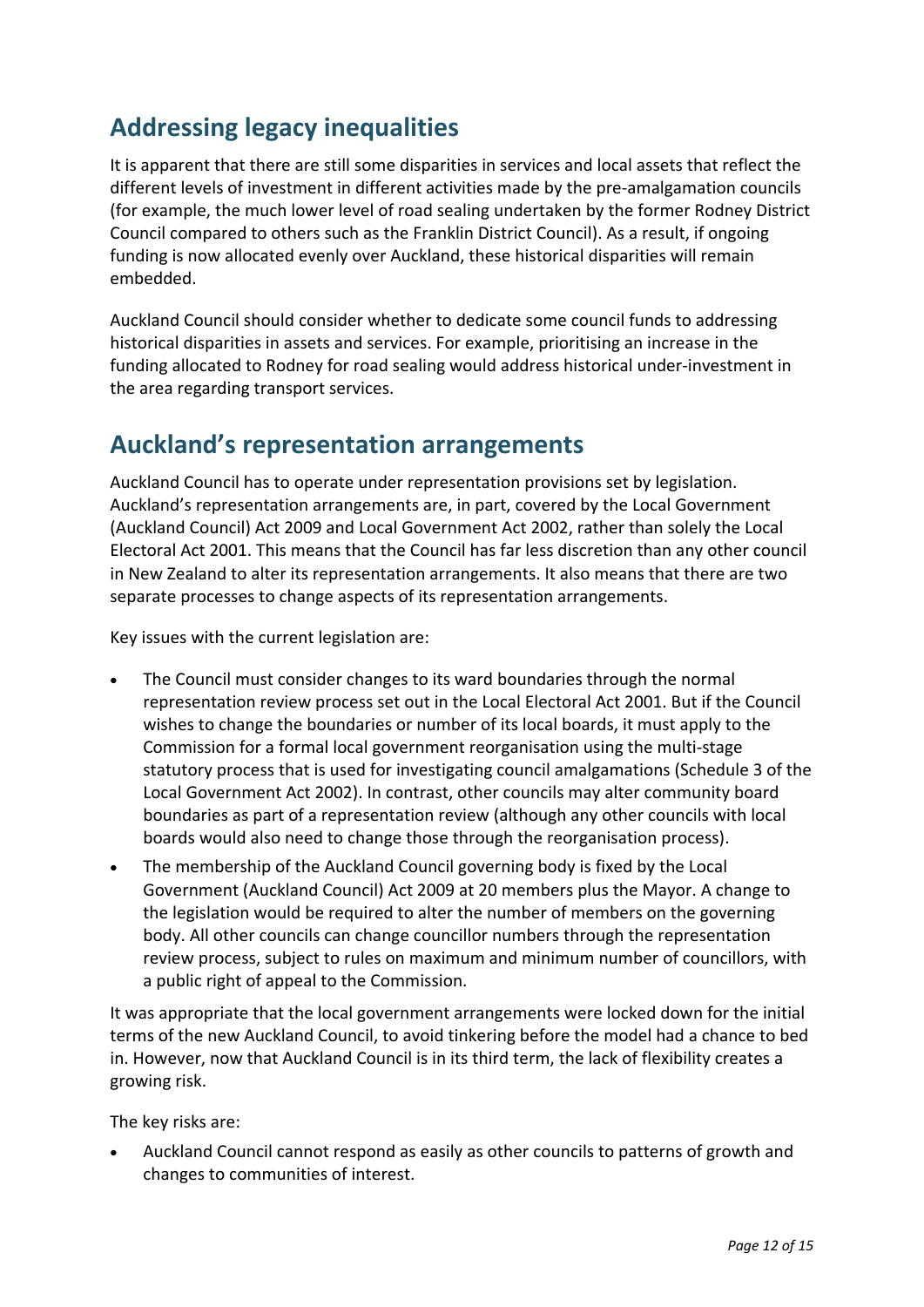## Addressing legacy inequalities

It is apparent that there are still some disparities in services and local assets that reflect the different levels of investment in different activities made by the pre-amalgamation councils (for example, the much lower level of road sealing undertaken by the former Rodney District Council compared to others such as the Franklin District Council). As a result, if ongoing funding is now allocated evenly over Auckland, these historical disparities will remain embedded.

Auckland Council should consider whether to dedicate some council funds to addressing historical disparities in assets and services. For example, prioritising an increase in the funding allocated to Rodney for road sealing would address historical under-investment in the area regarding transport services.

## Auckland's representation arrangements

Auckland Council has to operate under representation provisions set by legislation. Auckland's representation arrangements are, in part, covered by the Local Government (Auckland Council) Act 2009 and Local Government Act 2002, rather than solely the Local Electoral Act 2001. This means that the Council has far less discretion than any other council in New Zealand to alter its representation arrangements. It also means that there are two separate processes to change aspects of its representation arrangements.

Key issues with the current legislation are:

- The Council must consider changes to its ward boundaries through the normal representation review process set out in the Local Electoral Act 2001. But if the Council wishes to change the boundaries or number of its local boards, it must apply to the Commission for a formal local government reorganisation using the multi-stage statutory process that is used for investigating council amalgamations (Schedule 3 of the Local Government Act 2002). In contrast, other councils may alter community board boundaries as part of a representation review (although any other councils with local boards would also need to change those through the reorganisation process).
- The membership of the Auckland Council governing body is fixed by the Local Government (Auckland Council) Act 2009 at 20 members plus the Mayor. A change to the legislation would be required to alter the number of members on the governing body. All other councils can change councillor numbers through the representation review process, subject to rules on maximum and minimum number of councillors, with a public right of appeal to the Commission.

It was appropriate that the local government arrangements were locked down for the initial terms of the new Auckland Council, to avoid tinkering before the model had a chance to bed in. However, now that Auckland Council is in its third term, the lack of flexibility creates a growing risk.

The key risks are:

- Auckland Council cannot respond as easily as other councils to patterns of growth and changes to communities of interest.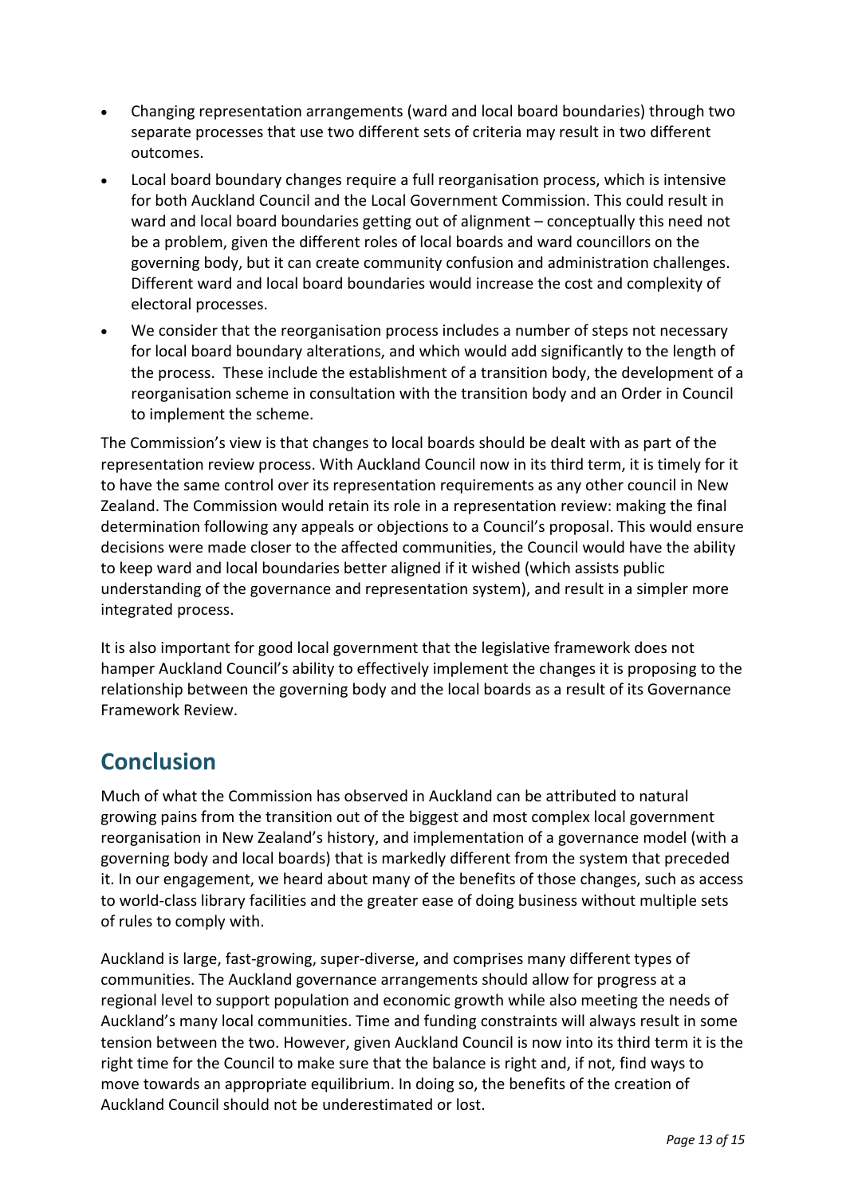- Changing representation arrangements (ward and local board boundaries) through two separate processes that use two different sets of criteria may result in two different outcomes.
- Local board boundary changes require a full reorganisation process, which is intensive for both Auckland Council and the Local Government Commission. This could result in ward and local board boundaries getting out of alignment – conceptually this need not be a problem, given the different roles of local boards and ward councillors on the governing body, but it can create community confusion and administration challenges. Different ward and local board boundaries would increase the cost and complexity of electoral processes.
- We consider that the reorganisation process includes a number of steps not necessary for local board boundary alterations, and which would add significantly to the length of the process. These include the establishment of a transition body, the development of a reorganisation scheme in consultation with the transition body and an Order in Council to implement the scheme.

The Commission's view is that changes to local boards should be dealt with as part of the representation review process. With Auckland Council now in its third term, it is timely for it to have the same control over its representation requirements as any other council in New Zealand. The Commission would retain its role in a representation review: making the final determination following any appeals or objections to a Council's proposal. This would ensure decisions were made closer to the affected communities, the Council would have the ability to keep ward and local boundaries better aligned if it wished (which assists public understanding of the governance and representation system), and result in a simpler more integrated process.

It is also important for good local government that the legislative framework does not hamper Auckland Council's ability to effectively implement the changes it is proposing to the relationship between the governing body and the local boards as a result of its Governance Framework Review.

## Conclusion

Much of what the Commission has observed in Auckland can be attributed to natural growing pains from the transition out of the biggest and most complex local government reorganisation in New Zealand's history, and implementation of a governance model (with a governing body and local boards) that is markedly different from the system that preceded it. In our engagement, we heard about many of the benefits of those changes, such as access to world-class library facilities and the greater ease of doing business without multiple sets of rules to comply with.

Auckland is large, fast-growing, super-diverse, and comprises many different types of communities. The Auckland governance arrangements should allow for progress at a regional level to support population and economic growth while also meeting the needs of Auckland's many local communities. Time and funding constraints will always result in some tension between the two. However, given Auckland Council is now into its third term it is the right time for the Council to make sure that the balance is right and, if not, find ways to move towards an appropriate equilibrium. In doing so, the benefits of the creation of Auckland Council should not be underestimated or lost.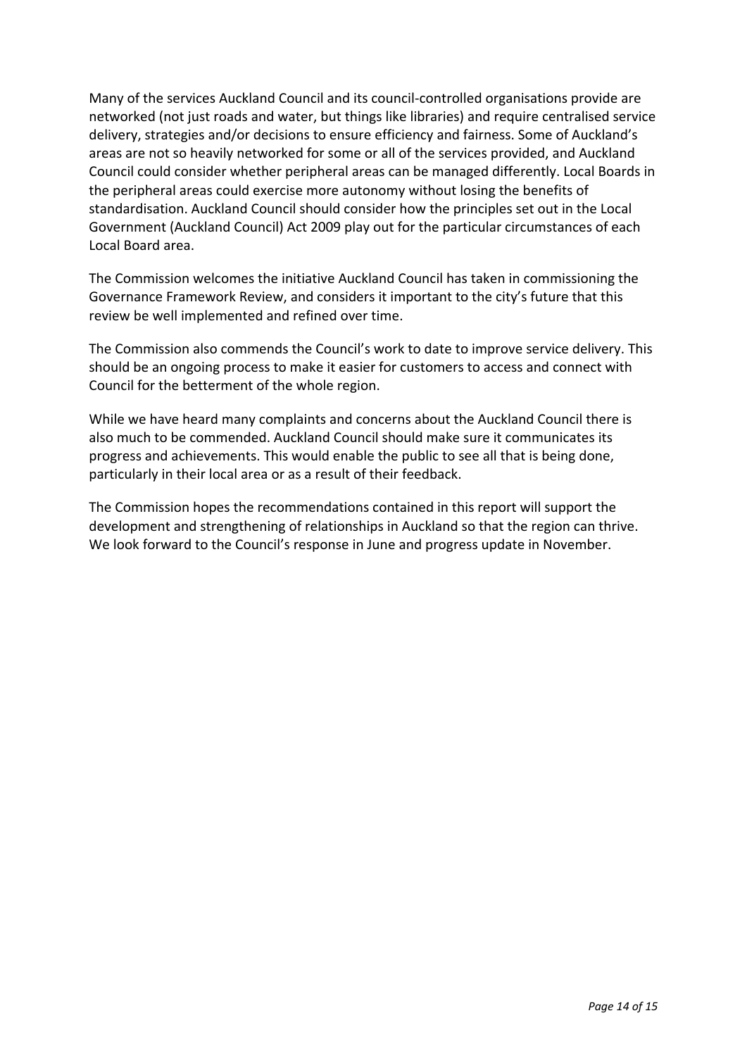Many of the services Auckland Council and its council-controlled organisations provide are networked (not just roads and water, but things like libraries) and require centralised service delivery, strategies and/or decisions to ensure efficiency and fairness. Some of Auckland's areas are not so heavily networked for some or all of the services provided, and Auckland Council could consider whether peripheral areas can be managed differently. Local Boards in the peripheral areas could exercise more autonomy without losing the benefits of standardisation. Auckland Council should consider how the principles set out in the Local Government (Auckland Council) Act 2009 play out for the particular circumstances of each Local Board area.

The Commission welcomes the initiative Auckland Council has taken in commissioning the Governance Framework Review, and considers it important to the city's future that this review be well implemented and refined over time.

The Commission also commends the Council's work to date to improve service delivery. This should be an ongoing process to make it easier for customers to access and connect with Council for the betterment of the whole region.

While we have heard many complaints and concerns about the Auckland Council there is also much to be commended. Auckland Council should make sure it communicates its progress and achievements. This would enable the public to see all that is being done, particularly in their local area or as a result of their feedback.

The Commission hopes the recommendations contained in this report will support the development and strengthening of relationships in Auckland so that the region can thrive. We look forward to the Council's response in June and progress update in November.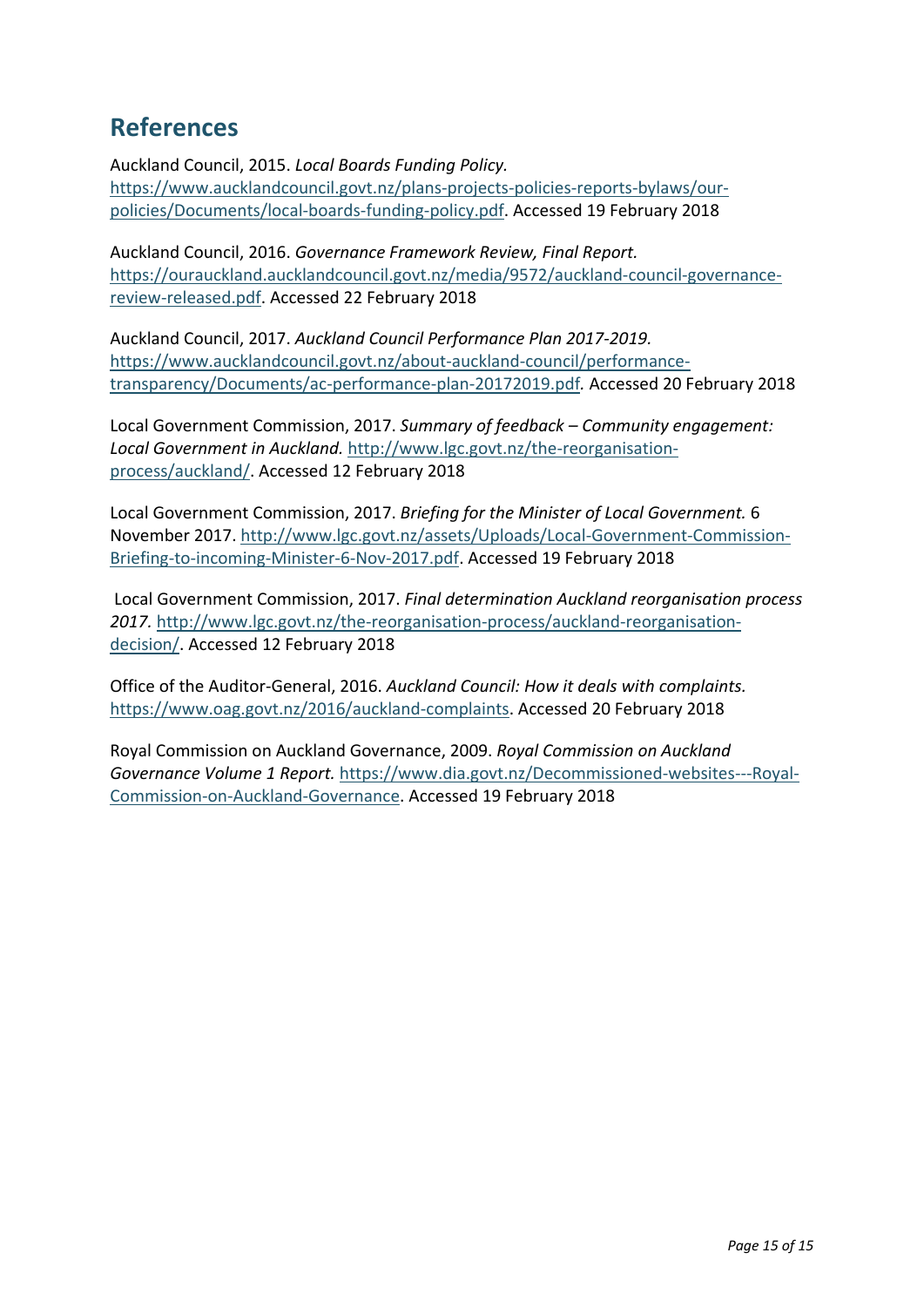## References

Auckland Council, 2015. *Local Boards Funding Policy.* https://www.aucklandcouncil.govt.nz/plans-projects-policies-reports-bylaws/our-policies/Documents/local-boards-funding-policy.pdf. Accessed 19 February 2018

Auckland Council, 2016. *Governance Framework Review, Final Report.* https://ourauckland.aucklandcouncil.govt.nz/media/9572/auckland-council-governance-review-released.pdf. Accessed 22 February 2018

Auckland Council, 2017. *Auckland Council Performance Plan 2017-2019.* https://www.aucklandcouncil.govt.nz/about-auckland-council/performance-transparency/Documents/ac-performance-plan-20172019.pdf. Accessed 20 February 2018

Local Government Commission, 2017. *Summary of feedback – Community engagement: Local Government in Auckland.* http://www.lgc.govt.nz/the-reorganisation-process/auckland/. Accessed 12 February 2018

Local Government Commission, 2017. *Briefing for the Minister of Local Government.* 6 November 2017. http://www.lgc.govt.nz/assets/Uploads/Local-Government-Commission-Briefing-to-incoming-Minister-6-Nov-2017.pdf. Accessed 19 February 2018

Local Government Commission, 2017. *Final determination Auckland reorganisation process 2017.* http://www.lgc.govt.nz/the-reorganisation-process/auckland-reorganisation-decision/. Accessed 12 February 2018

Office of the Auditor-General, 2016. *Auckland Council: How it deals with complaints.* https://www.oag.govt.nz/2016/auckland-complaints. Accessed 20 February 2018

Royal Commission on Auckland Governance, 2009. *Royal Commission on Auckland Governance Volume 1 Report.* https://www.dia.govt.nz/Decommissioned-websites---Royal-Commission-on-Auckland-Governance. Accessed 19 February 2018